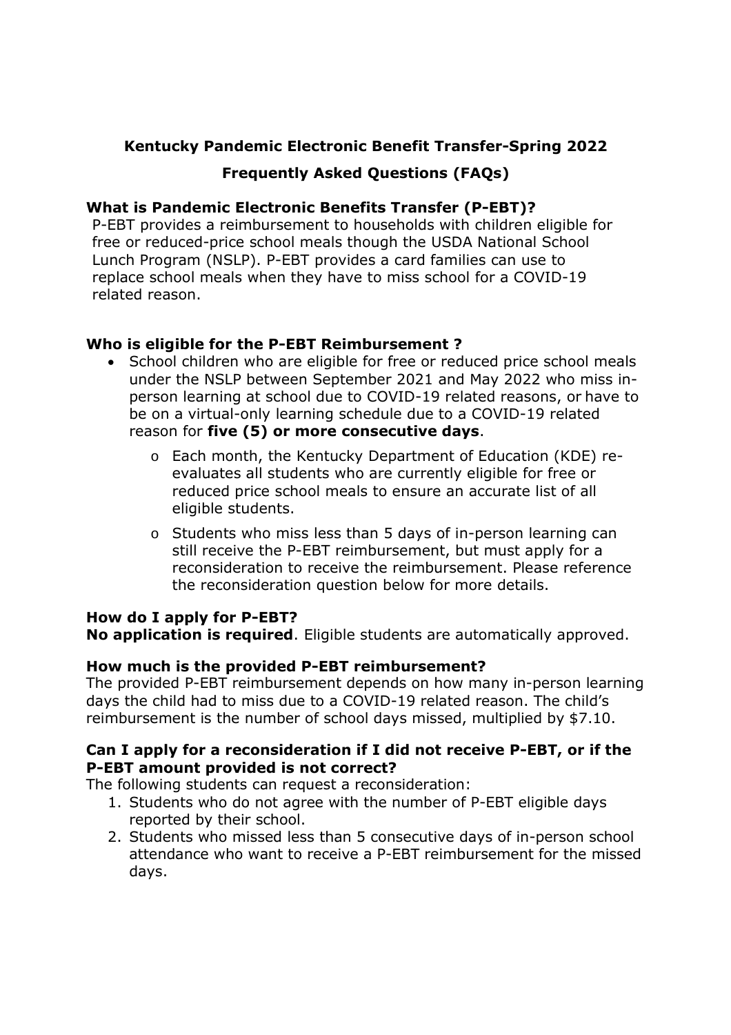# Kentucky Pandemic Electronic Benefit Transfer-Spring 2022

## Frequently Asked Questions (FAQs)

### What is Pandemic Electronic Benefits Transfer (P-EBT)?

P-EBT provides a reimbursement to households with children eligible for free or reduced-price school meals though the USDA National School Lunch Program (NSLP). P-EBT provides a card families can use to replace school meals when they have to miss school for a COVID-19 related reason.

### Who is eligible for the P-EBT Reimbursement ?

- School children who are eligible for free or reduced price school meals under the NSLP between September 2021 and May 2022 who miss in-person learning at school due to COVID-19 related reasons, or have to be on a virtual-only learning schedule due to a COVID-19 related reason for **five (5) or more consecutive days**.
  - Each month, the Kentucky Department of Education (KDE) re-evaluates all students who are currently eligible for free or reduced price school meals to ensure an accurate list of all eligible students.
  - Students who miss less than 5 days of in-person learning can still receive the P-EBT reimbursement, but must apply for a reconsideration to receive the reimbursement. Please reference the reconsideration question below for more details.

### How do I apply for P-EBT?

**No application is required**. Eligible students are automatically approved.

### How much is the provided P-EBT reimbursement?

The provided P-EBT reimbursement depends on how many in-person learning days the child had to miss due to a COVID-19 related reason. The child's reimbursement is the number of school days missed, multiplied by $7.10.

### Can I apply for a reconsideration if I did not receive P-EBT, or if the P-EBT amount provided is not correct?

The following students can request a reconsideration:

1. Students who do not agree with the number of P-EBT eligible days reported by their school.
2. Students who missed less than 5 consecutive days of in-person school attendance who want to receive a P-EBT reimbursement for the missed days.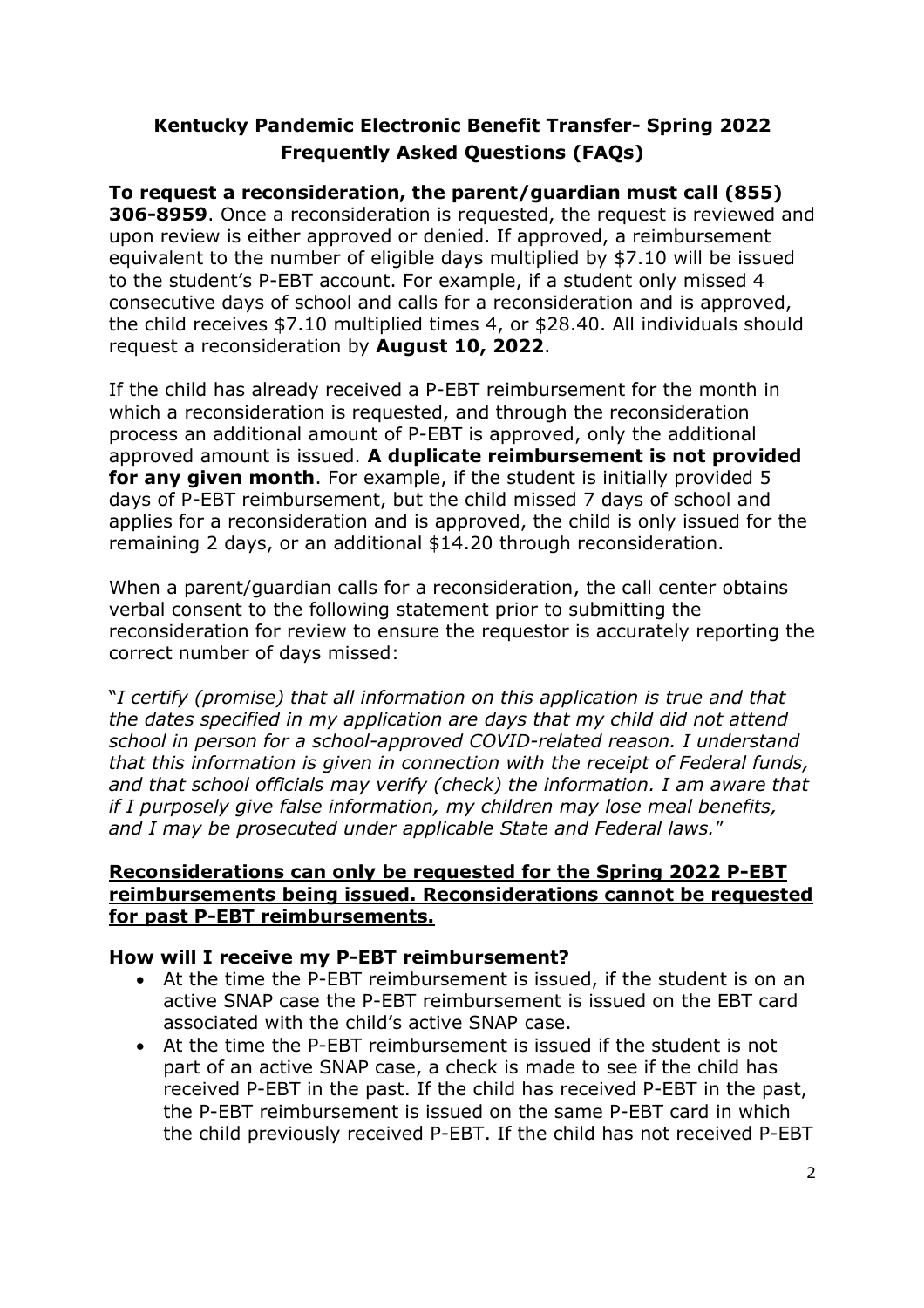## Kentucky Pandemic Electronic Benefit Transfer- Spring 2022 Frequently Asked Questions (FAQs)

**To request a reconsideration, the parent/guardian must call (855) 306-8959**. Once a reconsideration is requested, the request is reviewed and upon review is either approved or denied. If approved, a reimbursement equivalent to the number of eligible days multiplied by $7.10 will be issued to the student's P-EBT account. For example, if a student only missed 4 consecutive days of school and calls for a reconsideration and is approved, the child receives $7.10 multiplied times 4, or $28.40. All individuals should request a reconsideration by **August 10, 2022**.

If the child has already received a P-EBT reimbursement for the month in which a reconsideration is requested, and through the reconsideration process an additional amount of P-EBT is approved, only the additional approved amount is issued. **A duplicate reimbursement is not provided for any given month**. For example, if the student is initially provided 5 days of P-EBT reimbursement, but the child missed 7 days of school and applies for a reconsideration and is approved, the child is only issued for the remaining 2 days, or an additional $14.20 through reconsideration.

When a parent/guardian calls for a reconsideration, the call center obtains verbal consent to the following statement prior to submitting the reconsideration for review to ensure the requestor is accurately reporting the correct number of days missed:

"*I certify (promise) that all information on this application is true and that the dates specified in my application are days that my child did not attend school in person for a school-approved COVID-related reason. I understand that this information is given in connection with the receipt of Federal funds, and that school officials may verify (check) the information. I am aware that if I purposely give false information, my children may lose meal benefits, and I may be prosecuted under applicable State and Federal laws.*"

**<u>Reconsiderations can only be requested for the Spring 2022 P-EBT reimbursements being issued. Reconsiderations cannot be requested for past P-EBT reimbursements.</u>**

### How will I receive my P-EBT reimbursement?

- At the time the P-EBT reimbursement is issued, if the student is on an active SNAP case the P-EBT reimbursement is issued on the EBT card associated with the child's active SNAP case.
- At the time the P-EBT reimbursement is issued if the student is not part of an active SNAP case, a check is made to see if the child has received P-EBT in the past. If the child has received P-EBT in the past, the P-EBT reimbursement is issued on the same P-EBT card in which the child previously received P-EBT. If the child has not received P-EBT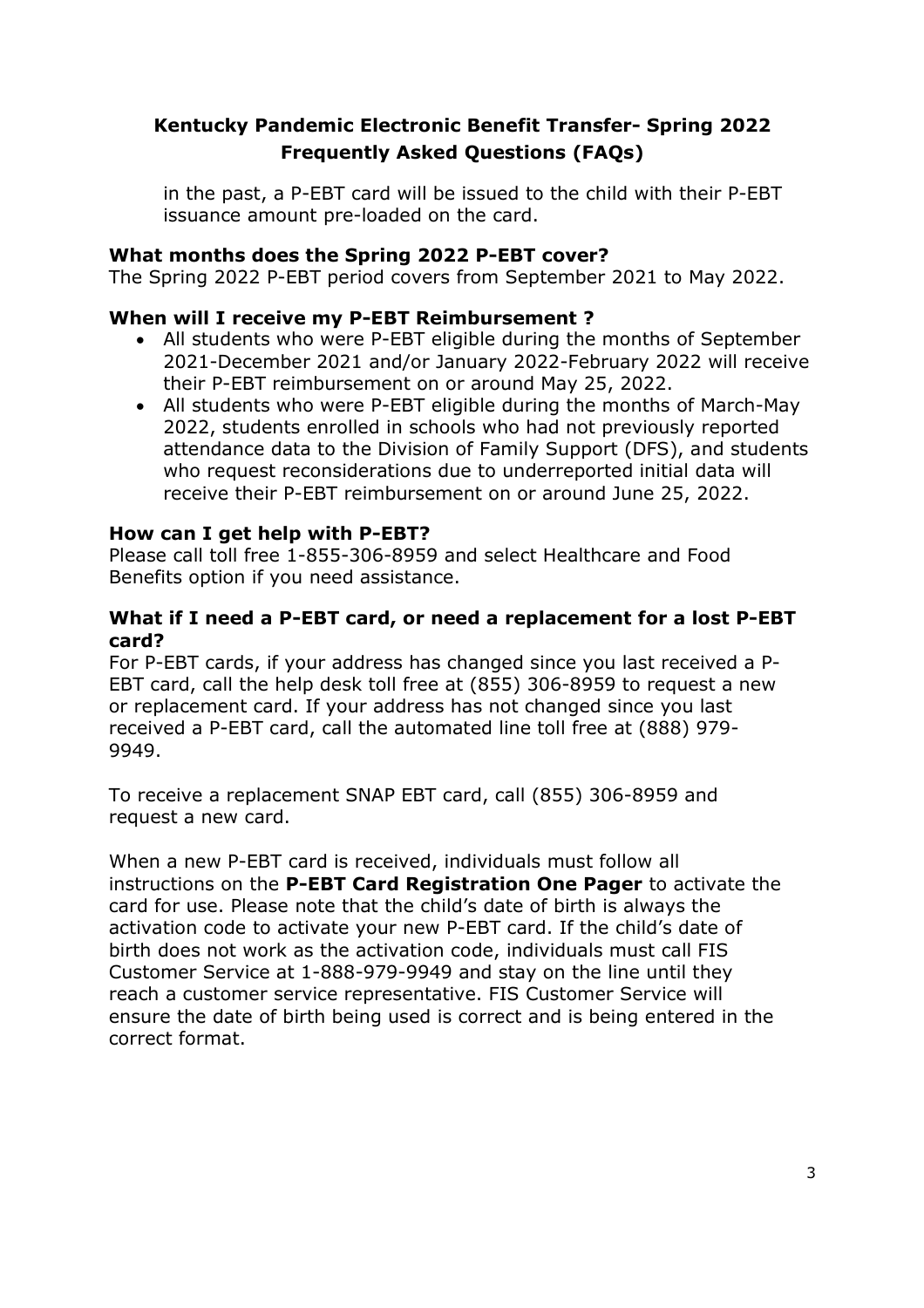in the past, a P-EBT card will be issued to the child with their P-EBT issuance amount pre-loaded on the card.

**What months does the Spring 2022 P-EBT cover?**

The Spring 2022 P-EBT period covers from September 2021 to May 2022.

**When will I receive my P-EBT Reimbursement ?**

- All students who were P-EBT eligible during the months of September 2021-December 2021 and/or January 2022-February 2022 will receive their P-EBT reimbursement on or around May 25, 2022.
- All students who were P-EBT eligible during the months of March-May 2022, students enrolled in schools who had not previously reported attendance data to the Division of Family Support (DFS), and students who request reconsiderations due to underreported initial data will receive their P-EBT reimbursement on or around June 25, 2022.

**How can I get help with P-EBT?**

Please call toll free 1-855-306-8959 and select Healthcare and Food Benefits option if you need assistance.

**What if I need a P-EBT card, or need a replacement for a lost P-EBT card?**

For P-EBT cards, if your address has changed since you last received a P-EBT card, call the help desk toll free at (855) 306-8959 to request a new or replacement card. If your address has not changed since you last received a P-EBT card, call the automated line toll free at (888) 979-9949.

To receive a replacement SNAP EBT card, call (855) 306-8959 and request a new card.

When a new P-EBT card is received, individuals must follow all instructions on the **P-EBT Card Registration One Pager** to activate the card for use. Please note that the child's date of birth is always the activation code to activate your new P-EBT card. If the child's date of birth does not work as the activation code, individuals must call FIS Customer Service at 1-888-979-9949 and stay on the line until they reach a customer service representative. FIS Customer Service will ensure the date of birth being used is correct and is being entered in the correct format.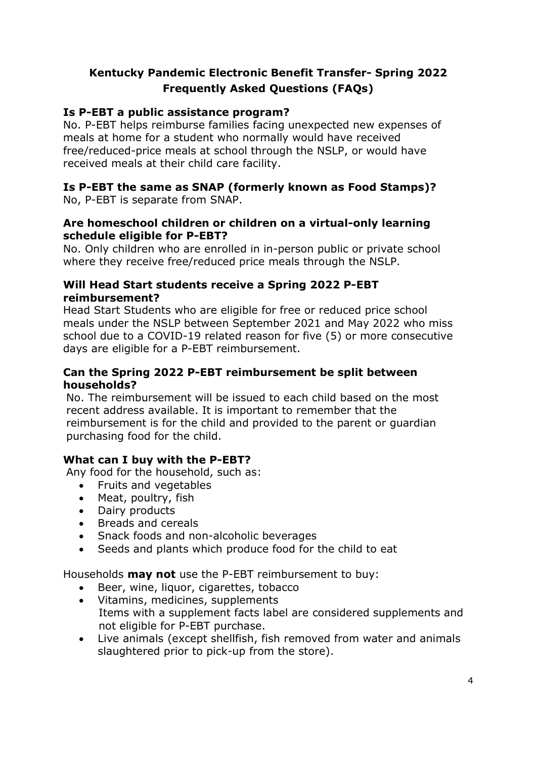# Kentucky Pandemic Electronic Benefit Transfer- Spring 2022 Frequently Asked Questions (FAQs)

### Is P-EBT a public assistance program?

No. P-EBT helps reimburse families facing unexpected new expenses of meals at home for a student who normally would have received free/reduced-price meals at school through the NSLP, or would have received meals at their child care facility.

### Is P-EBT the same as SNAP (formerly known as Food Stamps)?

No, P-EBT is separate from SNAP.

### Are homeschool children or children on a virtual-only learning schedule eligible for P-EBT?

No. Only children who are enrolled in in-person public or private school where they receive free/reduced price meals through the NSLP.

### Will Head Start students receive a Spring 2022 P-EBT reimbursement?

Head Start Students who are eligible for free or reduced price school meals under the NSLP between September 2021 and May 2022 who miss school due to a COVID-19 related reason for five (5) or more consecutive days are eligible for a P-EBT reimbursement.

### Can the Spring 2022 P-EBT reimbursement be split between households?

No. The reimbursement will be issued to each child based on the most recent address available. It is important to remember that the reimbursement is for the child and provided to the parent or guardian purchasing food for the child.

### What can I buy with the P-EBT?

Any food for the household, such as:

- Fruits and vegetables
- Meat, poultry, fish
- Dairy products
- Breads and cereals
- Snack foods and non-alcoholic beverages
- Seeds and plants which produce food for the child to eat

Households **may not** use the P-EBT reimbursement to buy:

- Beer, wine, liquor, cigarettes, tobacco
- Vitamins, medicines, supplements
  Items with a supplement facts label are considered supplements and not eligible for P-EBT purchase.
- Live animals (except shellfish, fish removed from water and animals slaughtered prior to pick-up from the store).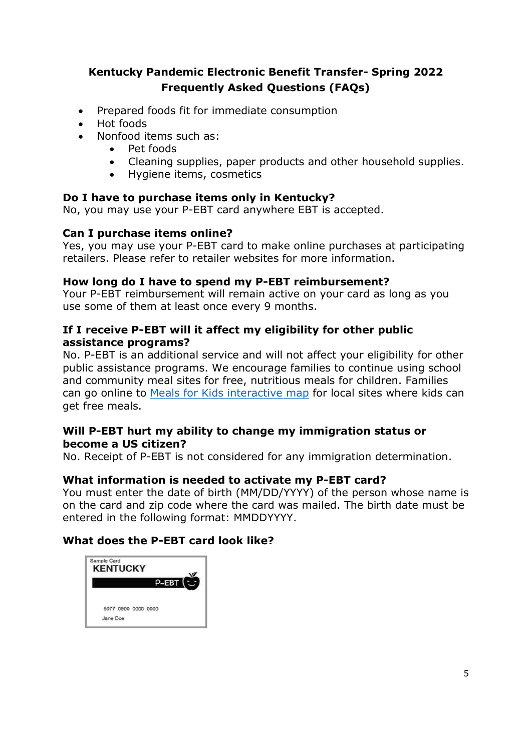**Kentucky Pandemic Electronic Benefit Transfer- Spring 2022**
**Frequently Asked Questions (FAQs)**

- Prepared foods fit for immediate consumption
- Hot foods
- Nonfood items such as:
  - Pet foods
  - Cleaning supplies, paper products and other household supplies.
  - Hygiene items, cosmetics

**Do I have to purchase items only in Kentucky?**
No, you may use your P-EBT card anywhere EBT is accepted.

**Can I purchase items online?**
Yes, you may use your P-EBT card to make online purchases at participating retailers. Please refer to retailer websites for more information.

**How long do I have to spend my P-EBT reimbursement?**
Your P-EBT reimbursement will remain active on your card as long as you use some of them at least once every 9 months.

**If I receive P-EBT will it affect my eligibility for other public assistance programs?**
No. P-EBT is an additional service and will not affect your eligibility for other public assistance programs. We encourage families to continue using school and community meal sites for free, nutritious meals for children. Families can go online to Meals for Kids interactive map for local sites where kids can get free meals.

**Will P-EBT hurt my ability to change my immigration status or become a US citizen?**
No. Receipt of P-EBT is not considered for any immigration determination.

**What information is needed to activate my P-EBT card?**
You must enter the date of birth (MM/DD/YYYY) of the person whose name is on the card and zip code where the card was mailed. The birth date must be entered in the following format: MMDDYYYY.

**What does the P-EBT card look like?**

Sample Card
KENTUCKY
P-EBT
5077 0900 0000 0000
Jane Doe